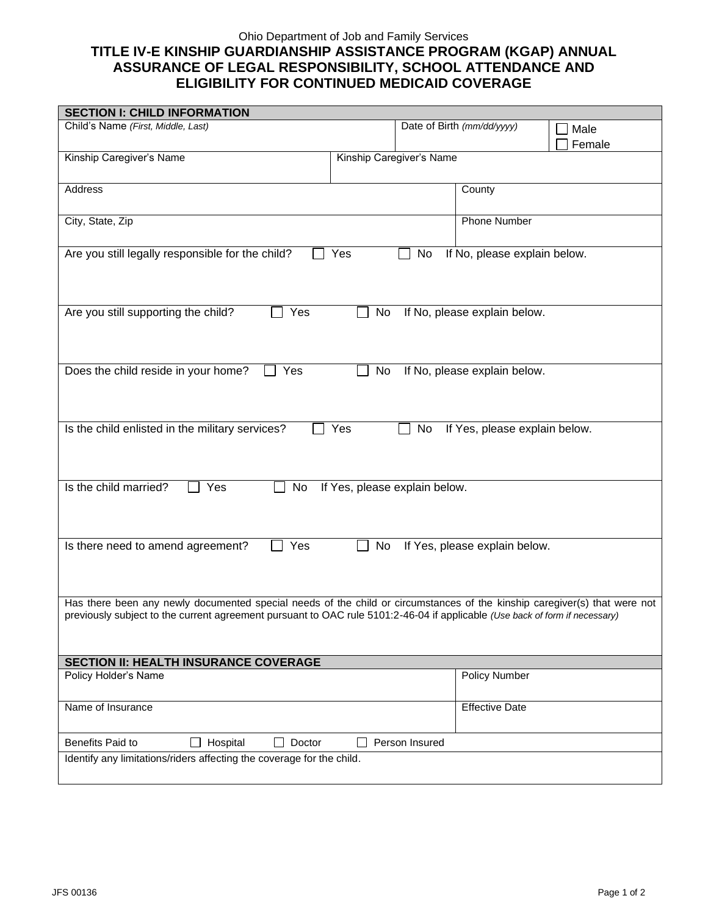Ohio Department of Job and Family Services

# TITLE IV-E KINSHIP GUARDIANSHIP ASSISTANCE PROGRAM (KGAP) ANNUAL ASSURANCE OF LEGAL RESPONSIBILITY, SCHOOL ATTENDANCE AND ELIGIBILITY FOR CONTINUED MEDICAID COVERAGE

## SECTION I: CHILD INFORMATION

| Child's Name *(First, Middle, Last)* | Date of Birth *(mm/dd/yyyy)* | ☐ Male ☐ Female |
|---|---|---|
| | | |

| Kinship Caregiver's Name | Kinship Caregiver's Name |
|---|---|
| | |

| Address | County |
|---|---|
| | |
| **City, State, Zip** | **Phone Number** |
| | |

Are you still legally responsible for the child? ☐ Yes ☐ No If No, please explain below.

Are you still supporting the child? ☐ Yes ☐ No If No, please explain below.

Does the child reside in your home? ☐ Yes ☐ No If No, please explain below.

Is the child enlisted in the military services? ☐ Yes ☐ No If Yes, please explain below.

Is the child married? ☐ Yes ☐ No If Yes, please explain below.

Is there need to amend agreement? ☐ Yes ☐ No If Yes, please explain below.

Has there been any newly documented special needs of the child or circumstances of the kinship caregiver(s) that were not previously subject to the current agreement pursuant to OAC rule 5101:2-46-04 if applicable *(Use back of form if necessary)*

## SECTION II: HEALTH INSURANCE COVERAGE

| Policy Holder's Name | Policy Number |
|---|---|
| | |
| **Name of Insurance** | **Effective Date** |
| | |

Benefits Paid to ☐ Hospital ☐ Doctor ☐ Person Insured

Identify any limitations/riders affecting the coverage for the child.

JFS 00136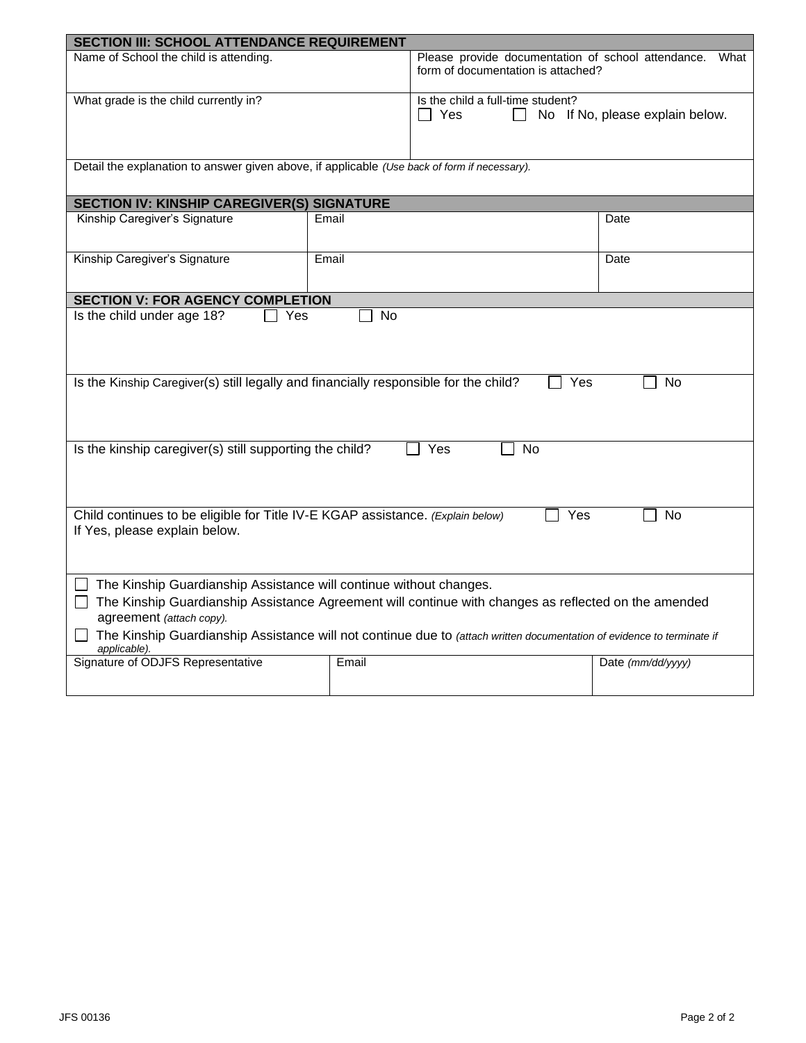## SECTION III: SCHOOL ATTENDANCE REQUIREMENT

| | |
|---|---|
| Name of School the child is attending. | Please provide documentation of school attendance. What form of documentation is attached? |
| What grade is the child currently in? | Is the child a full-time student?<br>☐ Yes ☐ No If No, please explain below. |

Detail the explanation to answer given above, if applicable *(Use back of form if necessary).*

## SECTION IV: KINSHIP CAREGIVER(S) SIGNATURE

| | | |
|---|---|---|
| Kinship Caregiver's Signature | Email | Date |
| Kinship Caregiver's Signature | Email | Date |

## SECTION V: FOR AGENCY COMPLETION

Is the child under age 18? ☐ Yes ☐ No

Is the Kinship Caregiver(s) still legally and financially responsible for the child? ☐ Yes ☐ No

Is the kinship caregiver(s) still supporting the child? ☐ Yes ☐ No

Child continues to be eligible for Title IV-E KGAP assistance. *(Explain below)* ☐ Yes ☐ No
If Yes, please explain below.

☐ The Kinship Guardianship Assistance will continue without changes.

☐ The Kinship Guardianship Assistance Agreement will continue with changes as reflected on the amended agreement *(attach copy).*

☐ The Kinship Guardianship Assistance will not continue due to *(attach written documentation of evidence to terminate if applicable).*

| | | |
|---|---|---|
| Signature of ODJFS Representative | Email | Date *(mm/dd/yyyy)* |

JFS 00136